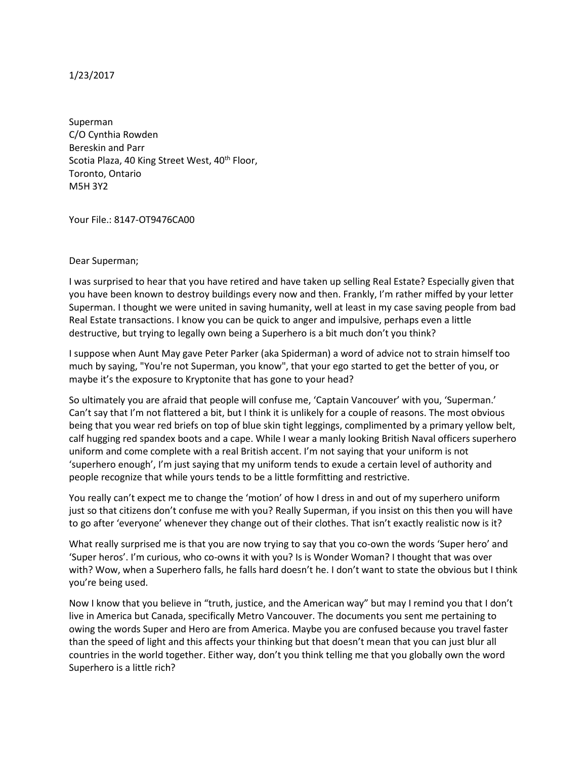1/23/2017

Superman
C/O Cynthia Rowden
Bereskin and Parr
Scotia Plaza, 40 King Street West, 40th Floor,
Toronto, Ontario
M5H 3Y2

Your File.: 8147-OT9476CA00

Dear Superman;

I was surprised to hear that you have retired and have taken up selling Real Estate? Especially given that you have been known to destroy buildings every now and then. Frankly, I'm rather miffed by your letter Superman. I thought we were united in saving humanity, well at least in my case saving people from bad Real Estate transactions. I know you can be quick to anger and impulsive, perhaps even a little destructive, but trying to legally own being a Superhero is a bit much don't you think?

I suppose when Aunt May gave Peter Parker (aka Spiderman) a word of advice not to strain himself too much by saying, "You're not Superman, you know", that your ego started to get the better of you, or maybe it's the exposure to Kryptonite that has gone to your head?

So ultimately you are afraid that people will confuse me, 'Captain Vancouver' with you, 'Superman.' Can't say that I'm not flattered a bit, but I think it is unlikely for a couple of reasons. The most obvious being that you wear red briefs on top of blue skin tight leggings, complimented by a primary yellow belt, calf hugging red spandex boots and a cape. While I wear a manly looking British Naval officers superhero uniform and come complete with a real British accent. I'm not saying that your uniform is not 'superhero enough', I'm just saying that my uniform tends to exude a certain level of authority and people recognize that while yours tends to be a little formfitting and restrictive.

You really can't expect me to change the 'motion' of how I dress in and out of my superhero uniform just so that citizens don't confuse me with you? Really Superman, if you insist on this then you will have to go after 'everyone' whenever they change out of their clothes. That isn't exactly realistic now is it?

What really surprised me is that you are now trying to say that you co-own the words 'Super hero' and 'Super heros'. I'm curious, who co-owns it with you? Is is Wonder Woman? I thought that was over with? Wow, when a Superhero falls, he falls hard doesn't he. I don't want to state the obvious but I think you're being used.

Now I know that you believe in "truth, justice, and the American way" but may I remind you that I don't live in America but Canada, specifically Metro Vancouver. The documents you sent me pertaining to owing the words Super and Hero are from America. Maybe you are confused because you travel faster than the speed of light and this affects your thinking but that doesn't mean that you can just blur all countries in the world together. Either way, don't you think telling me that you globally own the word Superhero is a little rich?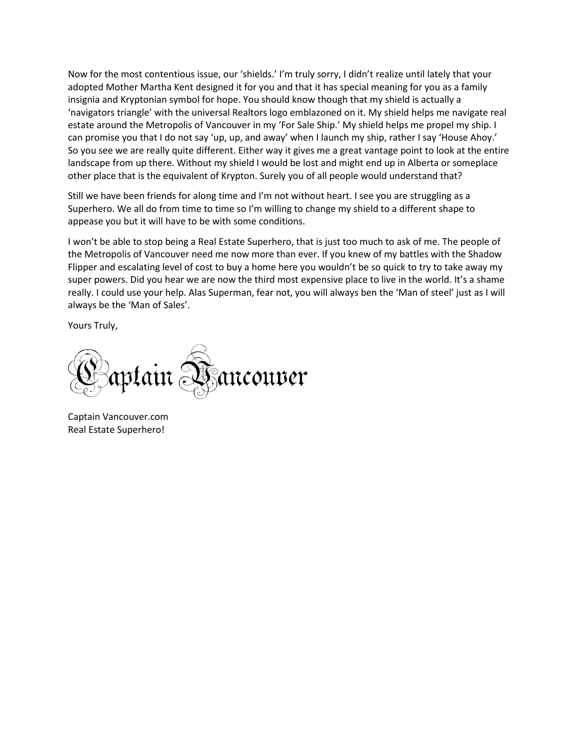Now for the most contentious issue, our 'shields.' I'm truly sorry, I didn't realize until lately that your adopted Mother Martha Kent designed it for you and that it has special meaning for you as a family insignia and Kryptonian symbol for hope. You should know though that my shield is actually a 'navigators triangle' with the universal Realtors logo emblazoned on it. My shield helps me navigate real estate around the Metropolis of Vancouver in my 'For Sale Ship.' My shield helps me propel my ship. I can promise you that I do not say 'up, up, and away' when I launch my ship, rather I say 'House Ahoy.' So you see we are really quite different. Either way it gives me a great vantage point to look at the entire landscape from up there. Without my shield I would be lost and might end up in Alberta or someplace other place that is the equivalent of Krypton. Surely you of all people would understand that?

Still we have been friends for along time and I'm not without heart. I see you are struggling as a Superhero. We all do from time to time so I'm willing to change my shield to a different shape to appease you but it will have to be with some conditions.

I won't be able to stop being a Real Estate Superhero, that is just too much to ask of me. The people of the Metropolis of Vancouver need me now more than ever. If you knew of my battles with the Shadow Flipper and escalating level of cost to buy a home here you wouldn't be so quick to try to take away my super powers. Did you hear we are now the third most expensive place to live in the world. It's a shame really. I could use your help. Alas Superman, fear not, you will always ben the 'Man of steel' just as I will always be the 'Man of Sales'.

Yours Truly,

Captain Vancouver

Captain Vancouver.com
Real Estate Superhero!